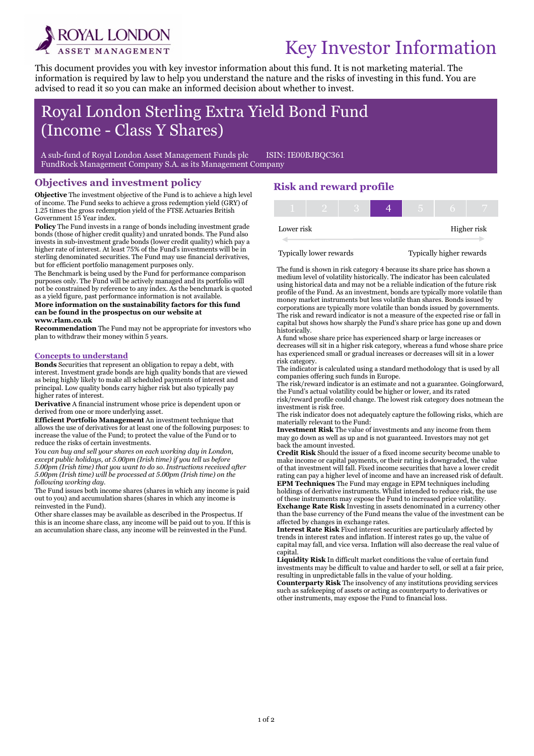Key Investor Information

This document provides you with key investor information about this fund. It is not marketing material. The information is required by law to help you understand the nature and the risks of investing in this fund. You are advised to read it so you can make an informed decision about whether to invest.

# Royal London Sterling Extra Yield Bond Fund (Income - Class Y Shares)

A sub-fund of Royal London Asset Management Funds plc ISIN: IE00BJBQC361
FundRock Management Company S.A. as its Management Company

## Objectives and investment policy

**Objective** The investment objective of the Fund is to achieve a high level of income. The Fund seeks to achieve a gross redemption yield (GRY) of 1.25 times the gross redemption yield of the FTSE Actuaries British Government 15 Year index.

**Policy** The Fund invests in a range of bonds including investment grade bonds (those of higher credit quality) and unrated bonds. The Fund also invests in sub-investment grade bonds (lower credit quality) which pay a higher rate of interest. At least 75% of the Fund's investments will be in sterling denominated securities. The Fund may use financial derivatives, but for efficient portfolio management purposes only.

The Benchmark is being used by the Fund for performance comparison purposes only. The Fund will be actively managed and its portfolio will not be constrained by reference to any index. As the benchmark is quoted as a yield figure, past performance information is not available.

**More information on the sustainability factors for this fund can be found in the prospectus on our website at www.rlam.co.uk**

**Recommendation** The Fund may not be appropriate for investors who plan to withdraw their money within 5 years.

### Concepts to understand

**Bonds** Securities that represent an obligation to repay a debt, with interest. Investment grade bonds are high quality bonds that are viewed as being highly likely to make all scheduled payments of interest and principal. Low quality bonds carry higher risk but also typically pay higher rates of interest.

**Derivative** A financial instrument whose price is dependent upon or derived from one or more underlying asset.

**Efficient Portfolio Management** An investment technique that allows the use of derivatives for at least one of the following purposes: to increase the value of the Fund; to protect the value of the Fund or to reduce the risks of certain investments.

*You can buy and sell your shares on each working day in London, except public holidays, at 5.00pm (Irish time) if you tell us before 5.00pm (Irish time) that you want to do so. Instructions received after 5.00pm (Irish time) will be processed at 5.00pm (Irish time) on the following working day.*

The Fund issues both income shares (shares in which any income is paid out to you) and accumulation shares (shares in which any income is reinvested in the Fund).

Other share classes may be available as described in the Prospectus. If this is an income share class, any income will be paid out to you. If this is an accumulation share class, any income will be reinvested in the Fund.

## Risk and reward profile

| 1 | 2 | 3 | **4** | 5 | 6 | 7 |
|---|---|---|---|---|---|---|

Lower risk — Higher risk

Typically lower rewards — Typically higher rewards

The fund is shown in risk category 4 because its share price has shown a medium level of volatility historically. The indicator has been calculated using historical data and may not be a reliable indication of the future risk profile of the Fund. As an investment, bonds are typically more volatile than money market instruments but less volatile than shares. Bonds issued by corporations are typically more volatile than bonds issued by governments. The risk and reward indicator is not a measure of the expected rise or fall in capital but shows how sharply the Fund's share price has gone up and down historically.

A fund whose share price has experienced sharp or large increases or decreases will sit in a higher risk category, whereas a fund whose share price has experienced small or gradual increases or decreases will sit in a lower risk category.

The indicator is calculated using a standard methodology that is used by all companies offering such funds in Europe.

The risk/reward indicator is an estimate and not a guarantee. Goingforward, the Fund's actual volatility could be higher or lower, and its rated risk/reward profile could change. The lowest risk category does notmean the investment is risk free.

The risk indicator does not adequately capture the following risks, which are materially relevant to the Fund:

**Investment Risk** The value of investments and any income from them may go down as well as up and is not guaranteed. Investors may not get back the amount invested.

**Credit Risk** Should the issuer of a fixed income security become unable to make income or capital payments, or their rating is downgraded, the value of that investment will fall. Fixed income securities that have a lower credit rating can pay a higher level of income and have an increased risk of default.

**EPM Techniques** The Fund may engage in EPM techniques including holdings of derivative instruments. Whilst intended to reduce risk, the use of these instruments may expose the Fund to increased price volatility.

**Exchange Rate Risk** Investing in assets denominated in a currency other than the base currency of the Fund means the value of the investment can be affected by changes in exchange rates.

**Interest Rate Risk** Fixed interest securities are particularly affected by trends in interest rates and inflation. If interest rates go up, the value of capital may fall, and vice versa. Inflation will also decrease the real value of capital.

**Liquidity Risk** In difficult market conditions the value of certain fund investments may be difficult to value and harder to sell, or sell at a fair price, resulting in unpredictable falls in the value of your holding.

**Counterparty Risk** The insolvency of any institutions providing services such as safekeeping of assets or acting as counterparty to derivatives or other instruments, may expose the Fund to financial loss.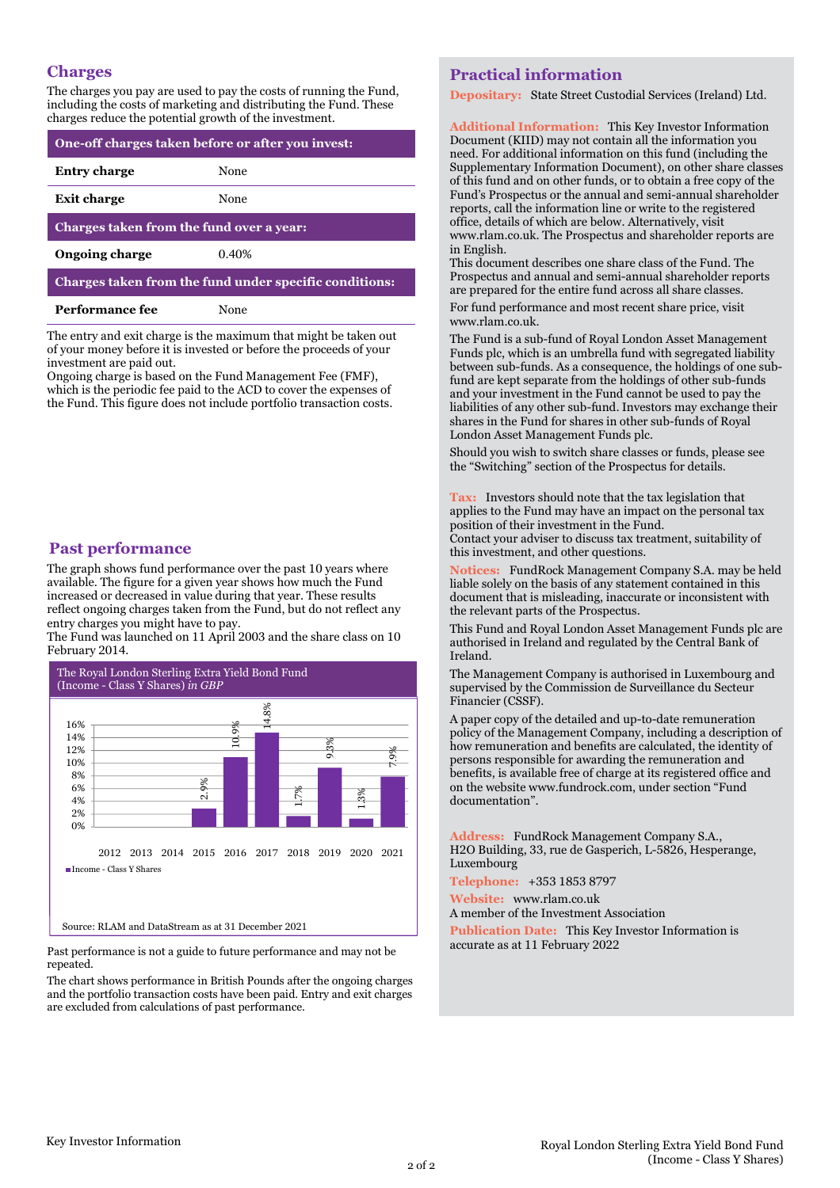## Charges

The charges you pay are used to pay the costs of running the Fund, including the costs of marketing and distributing the Fund. These charges reduce the potential growth of the investment.

| One-off charges taken before or after you invest: | |
|---|---|
| **Entry charge** | None |
| **Exit charge** | None |
| **Charges taken from the fund over a year:** | |
| **Ongoing charge** | 0.40% |
| **Charges taken from the fund under specific conditions:** | |
| **Performance fee** | None |

The entry and exit charge is the maximum that might be taken out of your money before it is invested or before the proceeds of your investment are paid out.
Ongoing charge is based on the Fund Management Fee (FMF), which is the periodic fee paid to the ACD to cover the expenses of the Fund. This figure does not include portfolio transaction costs.

## Past performance

The graph shows fund performance over the past 10 years where available. The figure for a given year shows how much the Fund increased or decreased in value during that year. These results reflect ongoing charges taken from the Fund, but do not reflect any entry charges you might have to pay.
The Fund was launched on 11 April 2003 and the share class on 10 February 2014.

The Royal London Sterling Extra Yield Bond Fund (Income - Class Y Shares) *in GBP*

16%
14%
12%
10%
8%
6%
4%
2%
0%

2.9%
10.9%
14.8%
1.7%
9.3%
1.3%
7.9%

2012 2013 2014 2015 2016 2017 2018 2019 2020 2021

Income - Class Y Shares

Source: RLAM and DataStream as at 31 December 2021

Past performance is not a guide to future performance and may not be repeated.

The chart shows performance in British Pounds after the ongoing charges and the portfolio transaction costs have been paid. Entry and exit charges are excluded from calculations of past performance.

## Practical information

**Depositary:** State Street Custodial Services (Ireland) Ltd.

**Additional Information:** This Key Investor Information Document (KIID) may not contain all the information you need. For additional information on this fund (including the Supplementary Information Document), on other share classes of this fund and on other funds, or to obtain a free copy of the Fund's Prospectus or the annual and semi-annual shareholder reports, call the information line or write to the registered office, details of which are below. Alternatively, visit www.rlam.co.uk. The Prospectus and shareholder reports are in English.
This document describes one share class of the Fund. The Prospectus and annual and semi-annual shareholder reports are prepared for the entire fund across all share classes.

For fund performance and most recent share price, visit www.rlam.co.uk.

The Fund is a sub-fund of Royal London Asset Management Funds plc, which is an umbrella fund with segregated liability between sub-funds. As a consequence, the holdings of one sub-fund are kept separate from the holdings of other sub-funds and your investment in the Fund cannot be used to pay the liabilities of any other sub-fund. Investors may exchange their shares in the Fund for shares in other sub-funds of Royal London Asset Management Funds plc.

Should you wish to switch share classes or funds, please see the "Switching" section of the Prospectus for details.

**Tax:** Investors should note that the tax legislation that applies to the Fund may have an impact on the personal tax position of their investment in the Fund.
Contact your adviser to discuss tax treatment, suitability of this investment, and other questions.

**Notices:** FundRock Management Company S.A. may be held liable solely on the basis of any statement contained in this document that is misleading, inaccurate or inconsistent with the relevant parts of the Prospectus.

This Fund and Royal London Asset Management Funds plc are authorised in Ireland and regulated by the Central Bank of Ireland.

The Management Company is authorised in Luxembourg and supervised by the Commission de Surveillance du Secteur Financier (CSSF).

A paper copy of the detailed and up-to-date remuneration policy of the Management Company, including a description of how remuneration and benefits are calculated, the identity of persons responsible for awarding the remuneration and benefits, is available free of charge at its registered office and on the website www.fundrock.com, under section "Fund documentation".

**Address:** FundRock Management Company S.A., H2O Building, 33, rue de Gasperich, L-5826, Hesperange, Luxembourg

**Telephone:** +353 1853 8797

**Website:** www.rlam.co.uk
A member of the Investment Association

**Publication Date:** This Key Investor Information is accurate as at 11 February 2022